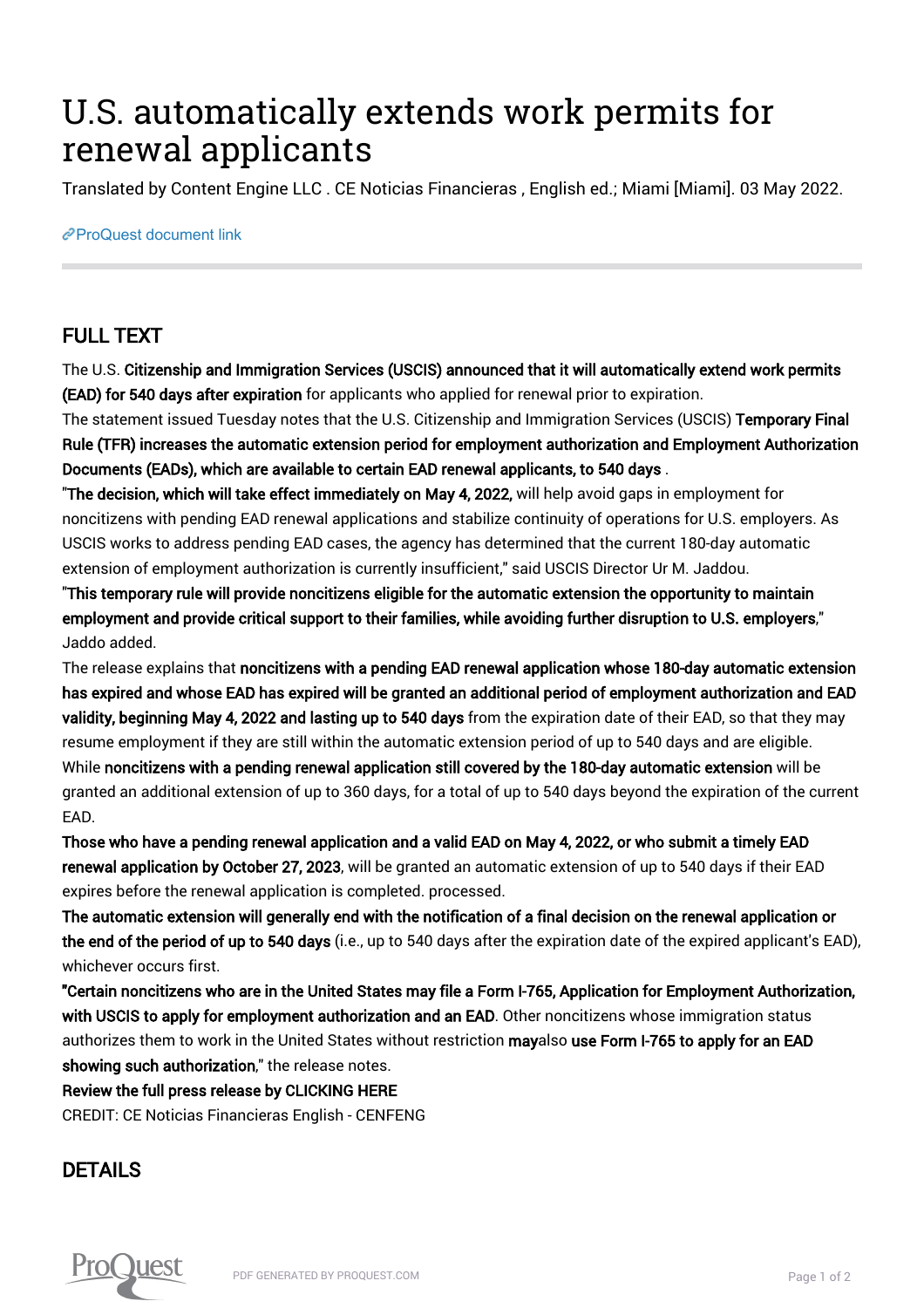# U.S. automatically extends work permits for renewal applicants

Translated by Content Engine LLC . CE Noticias Financieras , English ed.; Miami [Miami]. 03 May 2022.

ProQuest document link

## FULL TEXT

The U.S. **Citizenship and Immigration Services (USCIS) announced that it will automatically extend work permits (EAD) for 540 days after expiration** for applicants who applied for renewal prior to expiration.

The statement issued Tuesday notes that the U.S. Citizenship and Immigration Services (USCIS) **Temporary Final Rule (TFR) increases the automatic extension period for employment authorization and Employment Authorization Documents (EADs), which are available to certain EAD renewal applicants, to 540 days** .

"**The decision, which will take effect immediately on May 4, 2022,** will help avoid gaps in employment for noncitizens with pending EAD renewal applications and stabilize continuity of operations for U.S. employers. As USCIS works to address pending EAD cases, the agency has determined that the current 180-day automatic extension of employment authorization is currently insufficient," said USCIS Director Ur M. Jaddou.

"**This temporary rule will provide noncitizens eligible for the automatic extension the opportunity to maintain employment and provide critical support to their families, while avoiding further disruption to U.S. employers**," Jaddo added.

The release explains that **noncitizens with a pending EAD renewal application whose 180-day automatic extension has expired and whose EAD has expired will be granted an additional period of employment authorization and EAD validity, beginning May 4, 2022 and lasting up to 540 days** from the expiration date of their EAD, so that they may resume employment if they are still within the automatic extension period of up to 540 days and are eligible.

While **noncitizens with a pending renewal application still covered by the 180-day automatic extension** will be granted an additional extension of up to 360 days, for a total of up to 540 days beyond the expiration of the current EAD.

**Those who have a pending renewal application and a valid EAD on May 4, 2022, or who submit a timely EAD renewal application by October 27, 2023**, will be granted an automatic extension of up to 540 days if their EAD expires before the renewal application is completed. processed.

**The automatic extension will generally end with the notification of a final decision on the renewal application or the end of the period of up to 540 days** (i.e., up to 540 days after the expiration date of the expired applicant's EAD), whichever occurs first.

**"Certain noncitizens who are in the United States may file a Form I-765, Application for Employment Authorization, with USCIS to apply for employment authorization and an EAD**. Other noncitizens whose immigration status authorizes them to work in the United States without restriction **may**also **use Form I-765 to apply for an EAD showing such authorization**," the release notes.

**Review the full press release by CLICKING HERE**

CREDIT: CE Noticias Financieras English - CENFENG

## DETAILS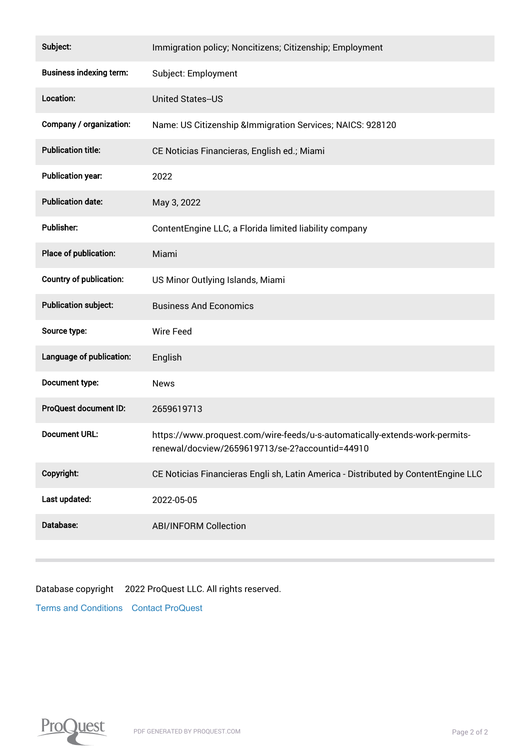| | |
|---|---|
| **Subject:** | Immigration policy; Noncitizens; Citizenship; Employment |
| **Business indexing term:** | Subject: Employment |
| **Location:** | United States--US |
| **Company / organization:** | Name: US Citizenship &Immigration Services; NAICS: 928120 |
| **Publication title:** | CE Noticias Financieras, English ed.; Miami |
| **Publication year:** | 2022 |
| **Publication date:** | May 3, 2022 |
| **Publisher:** | ContentEngine LLC, a Florida limited liability company |
| **Place of publication:** | Miami |
| **Country of publication:** | US Minor Outlying Islands, Miami |
| **Publication subject:** | Business And Economics |
| **Source type:** | Wire Feed |
| **Language of publication:** | English |
| **Document type:** | News |
| **ProQuest document ID:** | 2659619713 |
| **Document URL:** | https://www.proquest.com/wire-feeds/u-s-automatically-extends-work-permits-renewal/docview/2659619713/se-2?accountid=44910 |
| **Copyright:** | CE Noticias Financieras Engli sh, Latin America - Distributed by ContentEngine LLC |
| **Last updated:** | 2022-05-05 |
| **Database:** | ABI/INFORM Collection |

Database copyright 2022 ProQuest LLC. All rights reserved.

Terms and Conditions Contact ProQuest